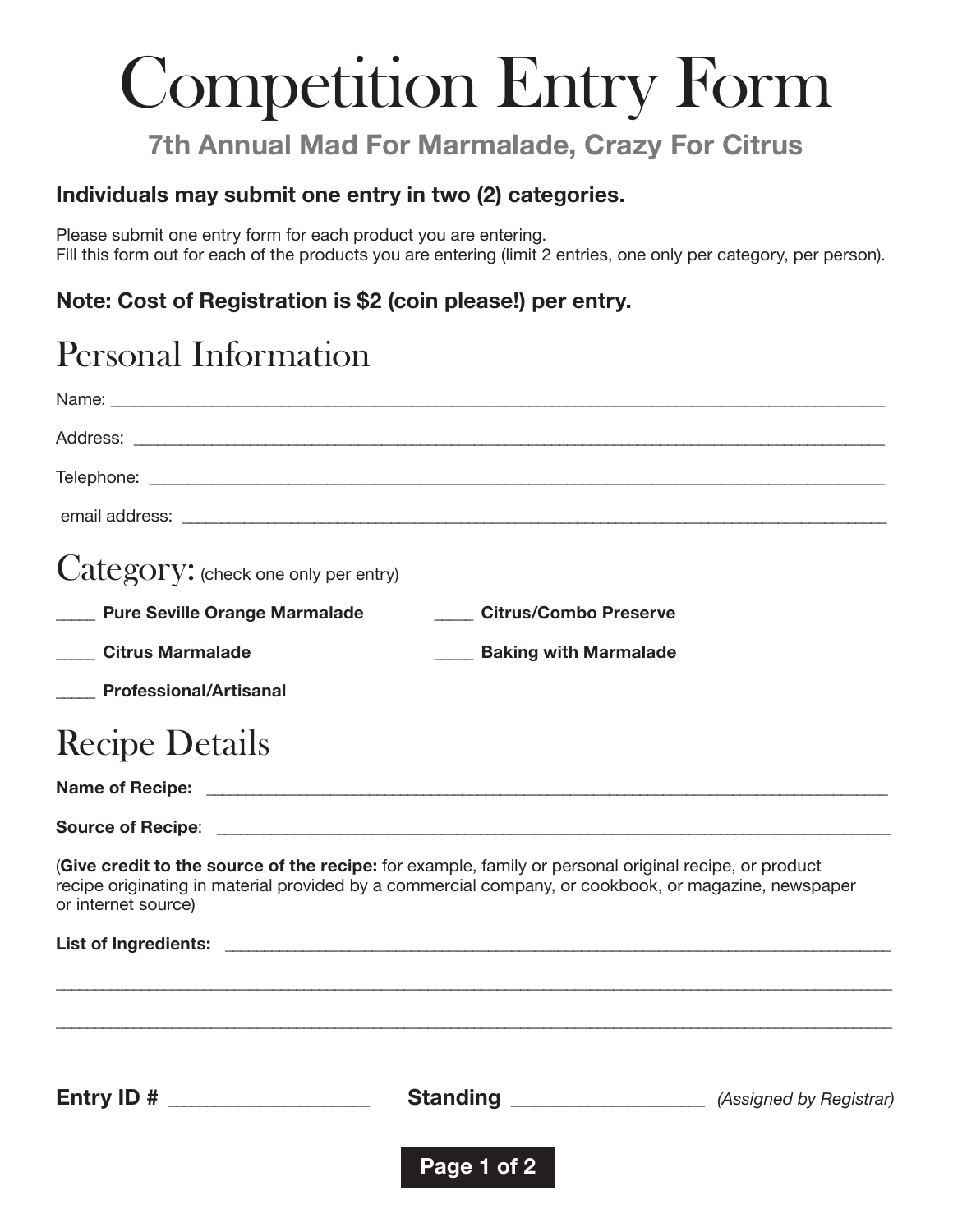# Competition Entry Form

## 7th Annual Mad For Marmalade, Crazy For Citrus

**Individuals may submit one entry in two (2) categories.**

Please submit one entry form for each product you are entering.
Fill this form out for each of the products you are entering (limit 2 entries, one only per category, per person).

**Note: Cost of Registration is $2 (coin please!) per entry.**

## Personal Information

Name: ______________________________________________

Address: ______________________________________________

Telephone: ______________________________________________

email address: ______________________________________________

## Category: (check one only per entry)

____ **Pure Seville Orange Marmalade**

____ **Citrus/Combo Preserve**

____ **Citrus Marmalade**

____ **Baking with Marmalade**

____ **Professional/Artisanal**

## Recipe Details

**Name of Recipe:** ______________________________________________

**Source of Recipe**: ______________________________________________

(**Give credit to the source of the recipe:** for example, family or personal original recipe, or product recipe originating in material provided by a commercial company, or cookbook, or magazine, newspaper or internet source)

**List of Ingredients:** ______________________________________________

______________________________________________________________

______________________________________________________________

**Entry ID #** ____________________ **Standing** ____________________ *(Assigned by Registrar)*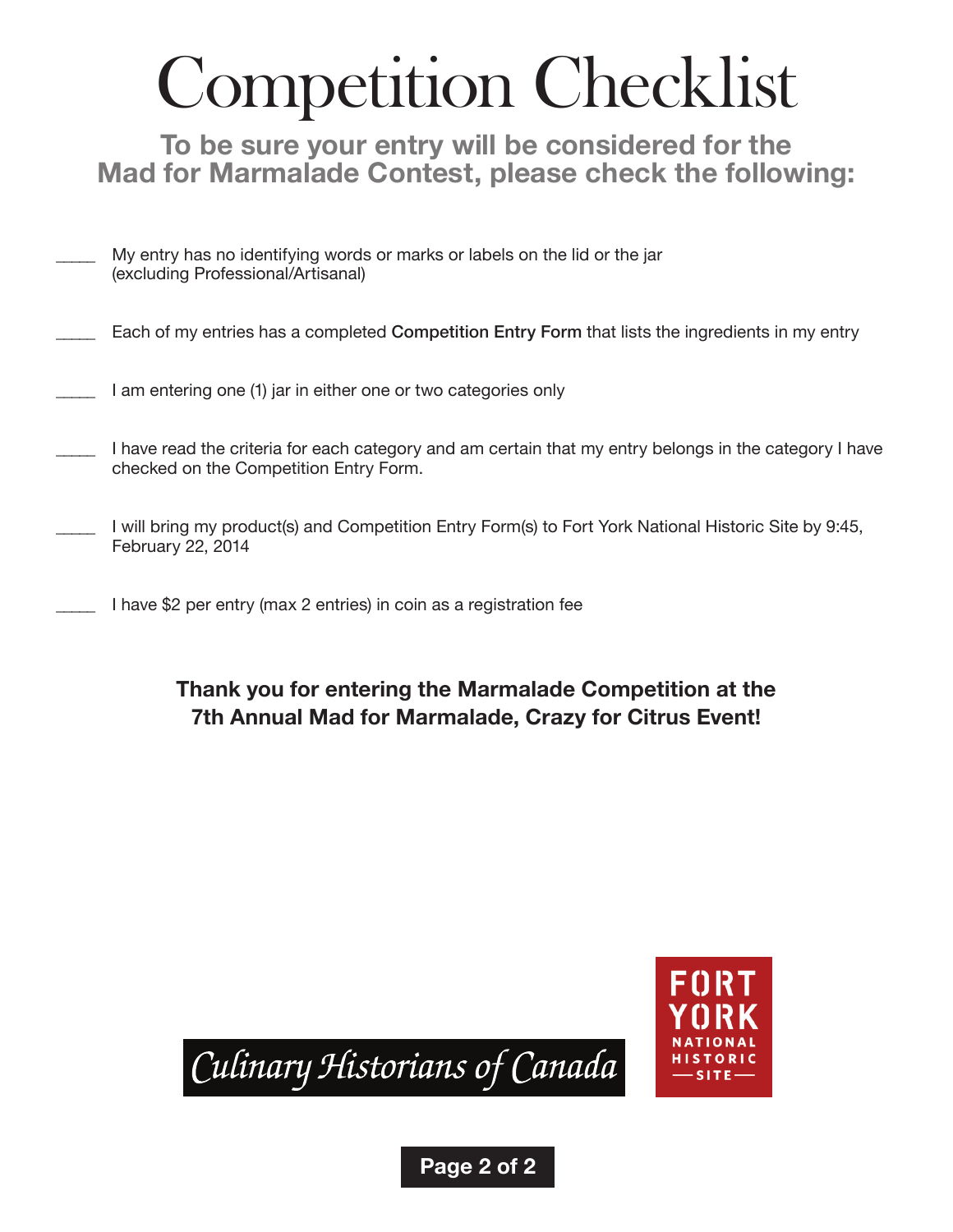# Competition Checklist

**To be sure your entry will be considered for the Mad for Marmalade Contest, please check the following:**

_____ My entry has no identifying words or marks or labels on the lid or the jar (excluding Professional/Artisanal)

_____ Each of my entries has a completed **Competition Entry Form** that lists the ingredients in my entry

_____ I am entering one (1) jar in either one or two categories only

_____ I have read the criteria for each category and am certain that my entry belongs in the category I have checked on the Competition Entry Form.

_____ I will bring my product(s) and Competition Entry Form(s) to Fort York National Historic Site by 9:45, February 22, 2014

_____ I have $2 per entry (max 2 entries) in coin as a registration fee

**Thank you for entering the Marmalade Competition at the 7th Annual Mad for Marmalade, Crazy for Citrus Event!**

Culinary Historians of Canada

FORT YORK NATIONAL HISTORIC SITE